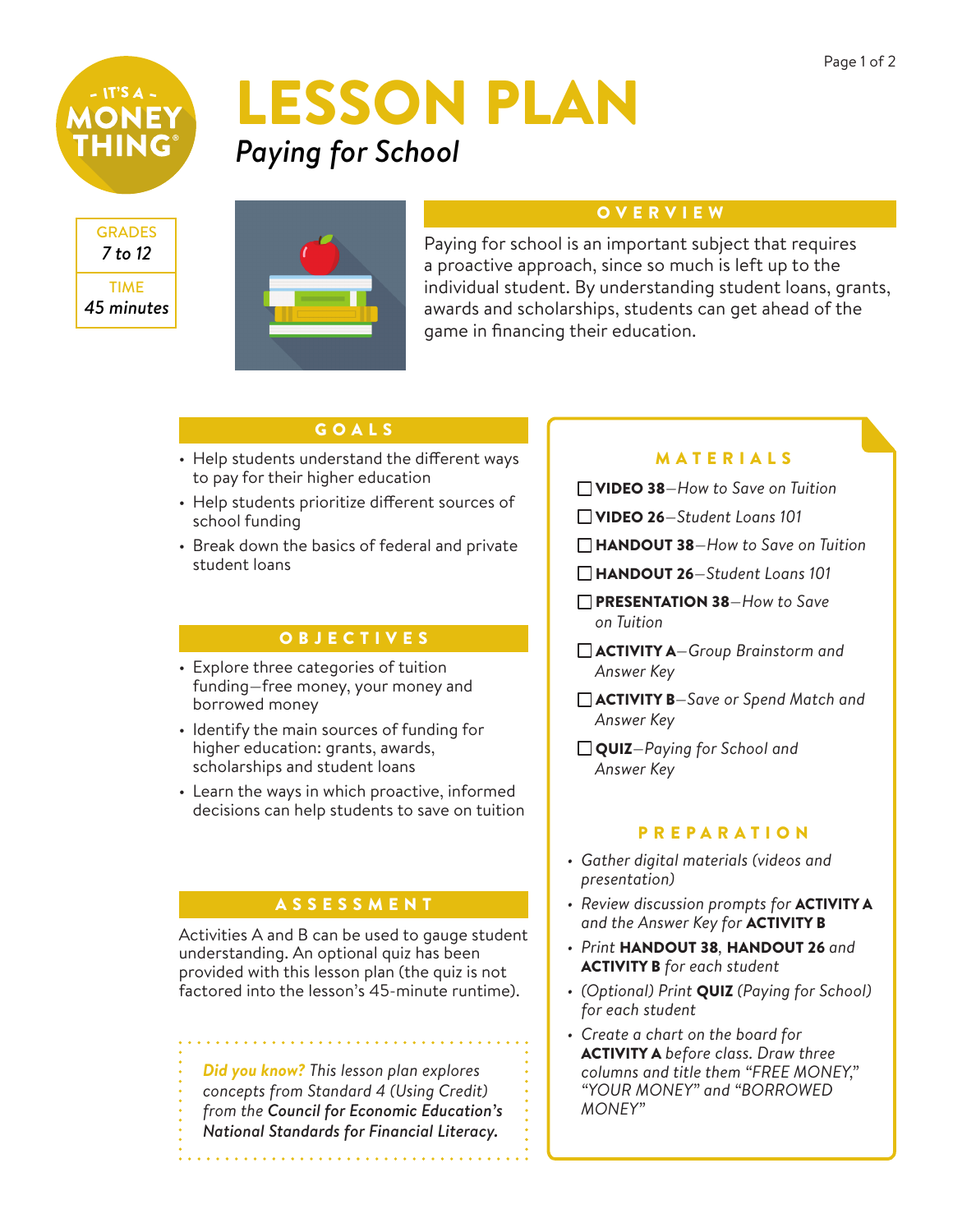# LESSON PLAN

*Paying for School*

GRADES
*7 to 12*

TIME
*45 minutes*

## OVERVIEW

Paying for school is an important subject that requires a proactive approach, since so much is left up to the individual student. By understanding student loans, grants, awards and scholarships, students can get ahead of the game in financing their education.

## GOALS

- Help students understand the different ways to pay for their higher education
- Help students prioritize different sources of school funding
- Break down the basics of federal and private student loans

## OBJECTIVES

- Explore three categories of tuition funding—free money, your money and borrowed money
- Identify the main sources of funding for higher education: grants, awards, scholarships and student loans
- Learn the ways in which proactive, informed decisions can help students to save on tuition

## ASSESSMENT

Activities A and B can be used to gauge student understanding. An optional quiz has been provided with this lesson plan (the quiz is not factored into the lesson's 45-minute runtime).

*Did you know? This lesson plan explores concepts from Standard 4 (Using Credit) from the* ***Council for Economic Education's National Standards for Financial Literacy.***

## MATERIALS

- ☐ **VIDEO 38**—*How to Save on Tuition*
- ☐ **VIDEO 26**—*Student Loans 101*
- ☐ **HANDOUT 38**—*How to Save on Tuition*
- ☐ **HANDOUT 26**—*Student Loans 101*
- ☐ **PRESENTATION 38**—*How to Save on Tuition*
- ☐ **ACTIVITY A**—*Group Brainstorm and Answer Key*
- ☐ **ACTIVITY B**—*Save or Spend Match and Answer Key*
- ☐ **QUIZ**—*Paying for School and Answer Key*

## PREPARATION

- *Gather digital materials (videos and presentation)*
- *Review discussion prompts for* **ACTIVITY A** *and the Answer Key for* **ACTIVITY B**
- *Print* **HANDOUT 38**, **HANDOUT 26** *and* **ACTIVITY B** *for each student*
- *(Optional) Print* **QUIZ** *(Paying for School) for each student*
- *Create a chart on the board for* **ACTIVITY A** *before class. Draw three columns and title them "FREE MONEY," "YOUR MONEY" and "BORROWED MONEY"*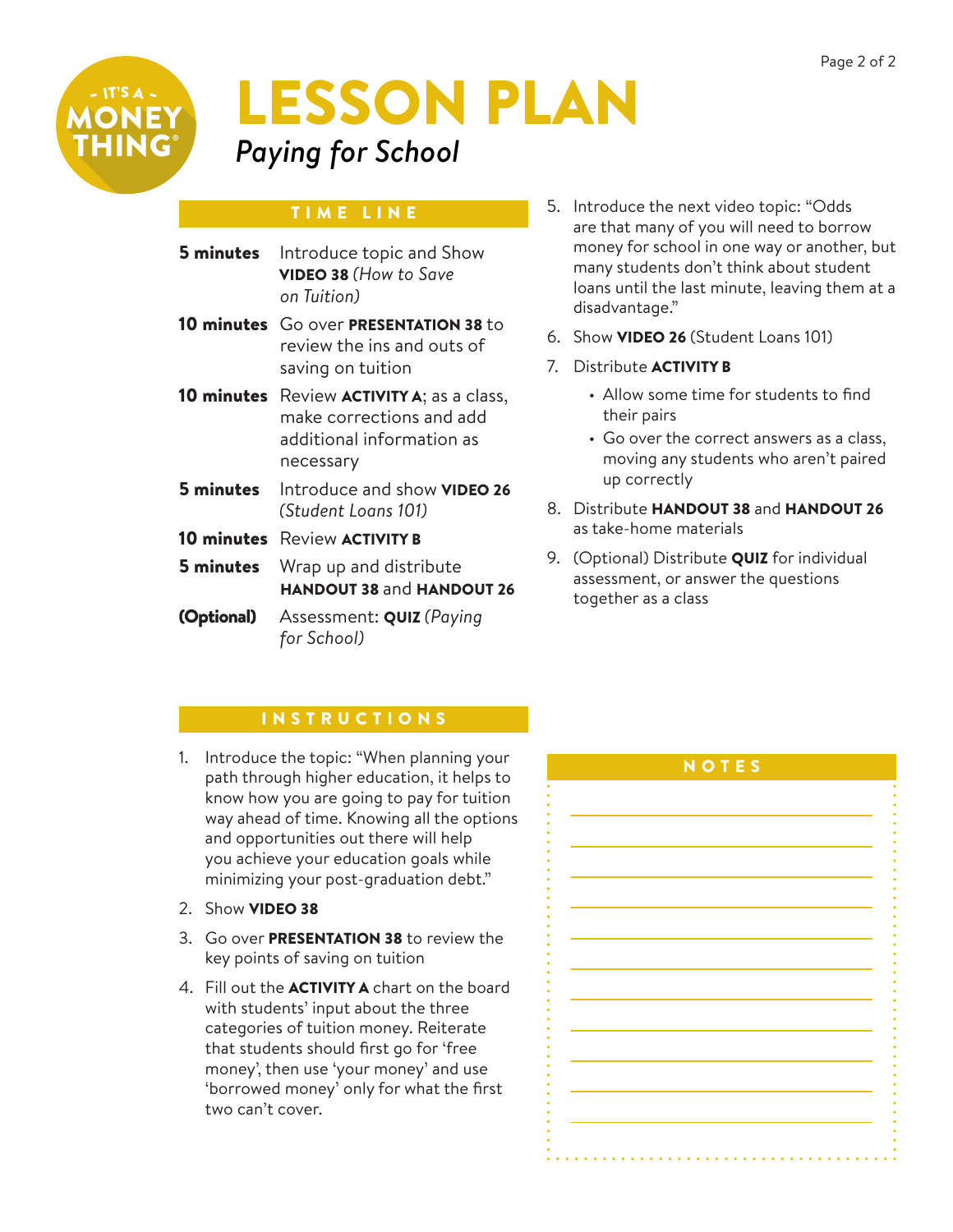# LESSON PLAN

## *Paying for School*

### TIME LINE

| | |
|---|---|
| **5 minutes** | Introduce topic and Show **VIDEO 38** *(How to Save on Tuition)* |
| **10 minutes** | Go over **PRESENTATION 38** to review the ins and outs of saving on tuition |
| **10 minutes** | Review **ACTIVITY A**; as a class, make corrections and add additional information as necessary |
| **5 minutes** | Introduce and show **VIDEO 26** *(Student Loans 101)* |
| **10 minutes** | Review **ACTIVITY B** |
| **5 minutes** | Wrap up and distribute **HANDOUT 38** and **HANDOUT 26** |
| **(Optional)** | Assessment: **QUIZ** *(Paying for School)* |

### INSTRUCTIONS

1. Introduce the topic: "When planning your path through higher education, it helps to know how you are going to pay for tuition way ahead of time. Knowing all the options and opportunities out there will help you achieve your education goals while minimizing your post-graduation debt."
2. Show **VIDEO 38**
3. Go over **PRESENTATION 38** to review the key points of saving on tuition
4. Fill out the **ACTIVITY A** chart on the board with students' input about the three categories of tuition money. Reiterate that students should first go for 'free money', then use 'your money' and use 'borrowed money' only for what the first two can't cover.
5. Introduce the next video topic: "Odds are that many of you will need to borrow money for school in one way or another, but many students don't think about student loans until the last minute, leaving them at a disadvantage."
6. Show **VIDEO 26** (Student Loans 101)
7. Distribute **ACTIVITY B**
   - Allow some time for students to find their pairs
   - Go over the correct answers as a class, moving any students who aren't paired up correctly
8. Distribute **HANDOUT 38** and **HANDOUT 26** as take-home materials
9. (Optional) Distribute **QUIZ** for individual assessment, or answer the questions together as a class

### NOTES